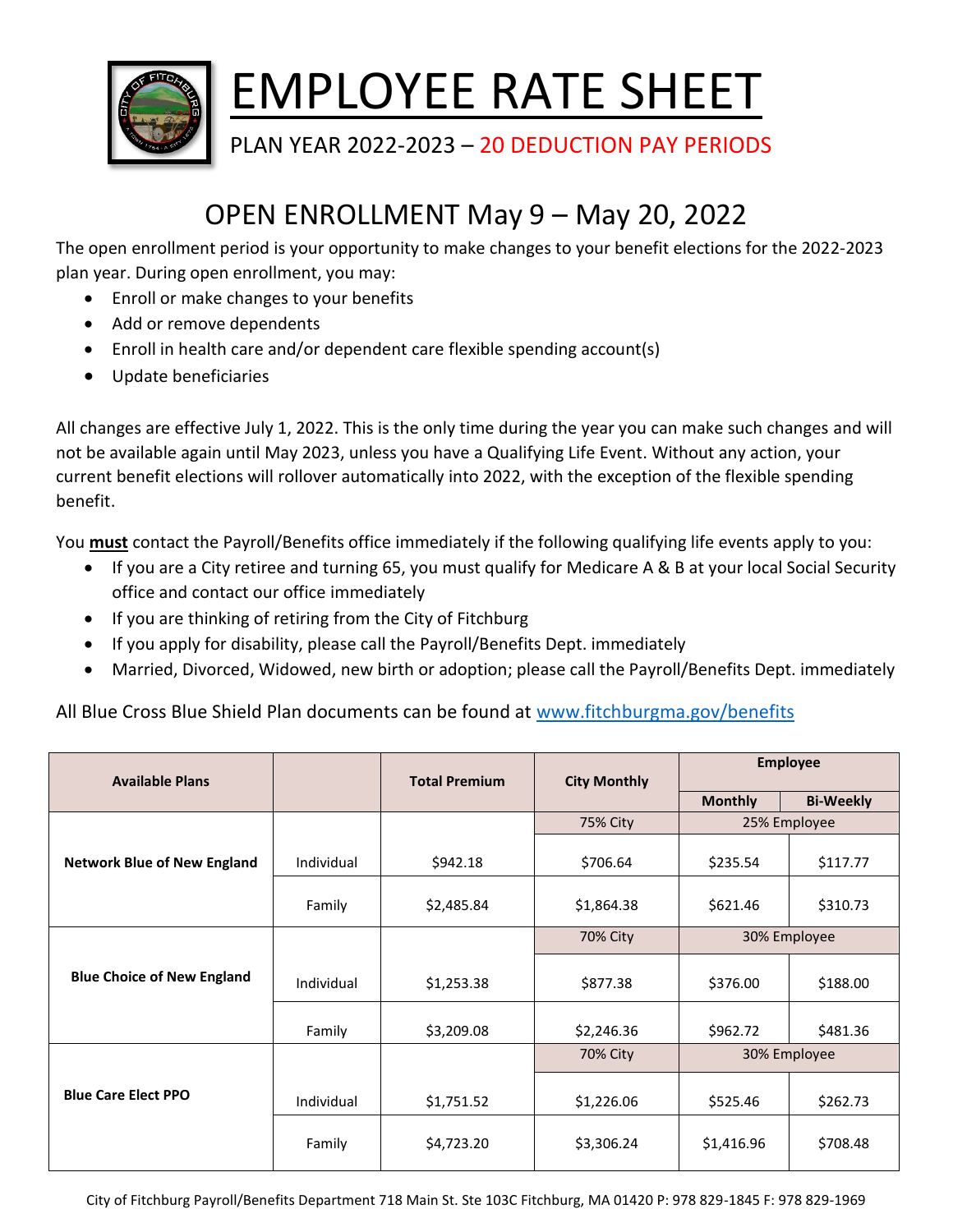# EMPLOYEE RATE SHEET

PLAN YEAR 2022-2023 – 20 DEDUCTION PAY PERIODS

## OPEN ENROLLMENT May 9 – May 20, 2022

The open enrollment period is your opportunity to make changes to your benefit elections for the 2022-2023 plan year. During open enrollment, you may:

- Enroll or make changes to your benefits
- Add or remove dependents
- Enroll in health care and/or dependent care flexible spending account(s)
- Update beneficiaries

All changes are effective July 1, 2022. This is the only time during the year you can make such changes and will not be available again until May 2023, unless you have a Qualifying Life Event. Without any action, your current benefit elections will rollover automatically into 2022, with the exception of the flexible spending benefit.

You **must** contact the Payroll/Benefits office immediately if the following qualifying life events apply to you:

- If you are a City retiree and turning 65, you must qualify for Medicare A & B at your local Social Security office and contact our office immediately
- If you are thinking of retiring from the City of Fitchburg
- If you apply for disability, please call the Payroll/Benefits Dept. immediately
- Married, Divorced, Widowed, new birth or adoption; please call the Payroll/Benefits Dept. immediately

All Blue Cross Blue Shield Plan documents can be found at www.fitchburgma.gov/benefits

| Available Plans | | Total Premium | City Monthly | Employee | |
|---|---|---|---|---|---|
| | | | | Monthly | Bi-Weekly |
| Network Blue of New England | | | 75% City | 25% Employee | |
| | Individual | $942.18 | $706.64 | $235.54 | $117.77 |
| | Family | $2,485.84 | $1,864.38 | $621.46 | $310.73 |
| Blue Choice of New England | | | 70% City | 30% Employee | |
| | Individual | $1,253.38 | $877.38 | $376.00 | $188.00 |
| | Family | $3,209.08 | $2,246.36 | $962.72 | $481.36 |
| Blue Care Elect PPO | | | 70% City | 30% Employee | |
| | Individual | $1,751.52 | $1,226.06 | $525.46 | $262.73 |
| | Family | $4,723.20 | $3,306.24 | $1,416.96 | $708.48 |

City of Fitchburg Payroll/Benefits Department 718 Main St. Ste 103C Fitchburg, MA 01420 P: 978 829-1845 F: 978 829-1969